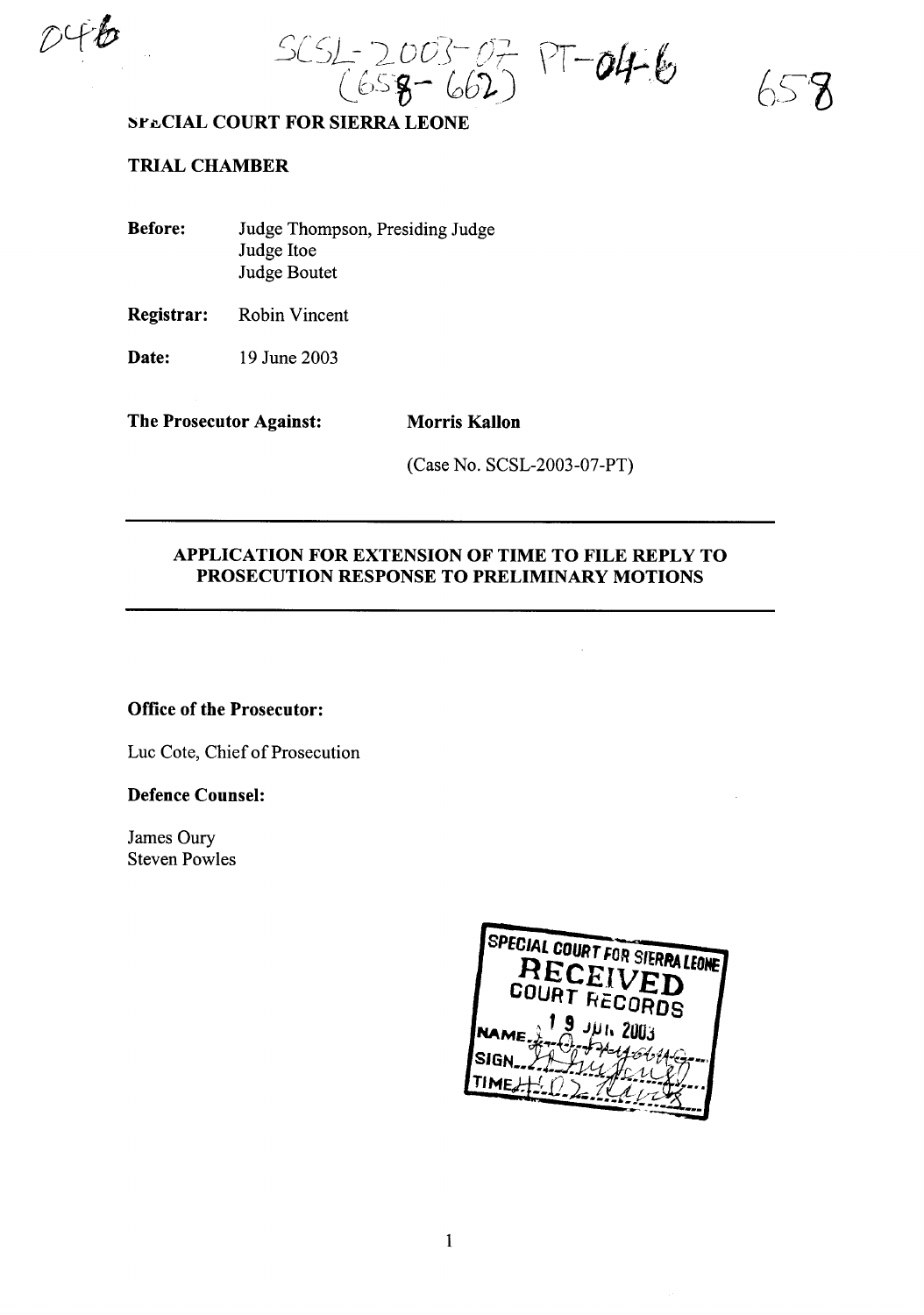046

SCSL-2003-07-PT-04-6
(658-662)

658

**SPECIAL COURT FOR SIERRA LEONE**

**TRIAL CHAMBER**

**Before:** Judge Thompson, Presiding Judge
Judge Itoe
Judge Boutet

**Registrar:** Robin Vincent

**Date:** 19 June 2003

**The Prosecutor Against:** **Morris Kallon**

(Case No. SCSL-2003-07-PT)

---

**APPLICATION FOR EXTENSION OF TIME TO FILE REPLY TO PROSECUTION RESPONSE TO PRELIMINARY MOTIONS**

---

**Office of the Prosecutor:**

Luc Cote, Chief of Prosecution

**Defence Counsel:**

James Oury
Steven Powles

SPECIAL COURT FOR SIERRA LEONE
RECEIVED
COURT RECORDS
19 JUN 2003
NAME
SIGN
TIME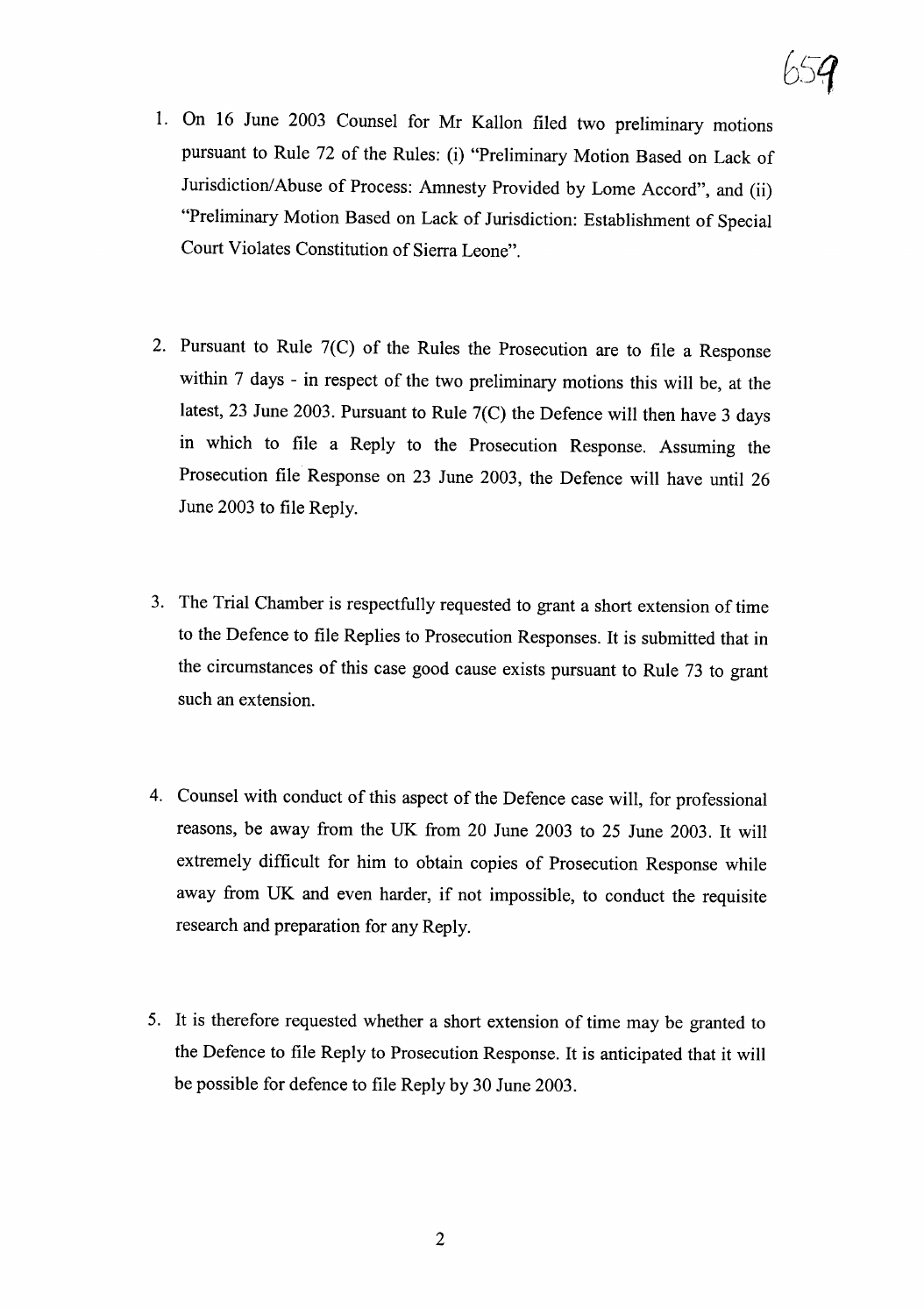1. On 16 June 2003 Counsel for Mr Kallon filed two preliminary motions pursuant to Rule 72 of the Rules: (i) "Preliminary Motion Based on Lack of Jurisdiction/Abuse of Process: Amnesty Provided by Lome Accord", and (ii) "Preliminary Motion Based on Lack of Jurisdiction: Establishment of Special Court Violates Constitution of Sierra Leone".

2. Pursuant to Rule 7(C) of the Rules the Prosecution are to file a Response within 7 days - in respect of the two preliminary motions this will be, at the latest, 23 June 2003. Pursuant to Rule 7(C) the Defence will then have 3 days in which to file a Reply to the Prosecution Response. Assuming the Prosecution file Response on 23 June 2003, the Defence will have until 26 June 2003 to file Reply.

3. The Trial Chamber is respectfully requested to grant a short extension of time to the Defence to file Replies to Prosecution Responses. It is submitted that in the circumstances of this case good cause exists pursuant to Rule 73 to grant such an extension.

4. Counsel with conduct of this aspect of the Defence case will, for professional reasons, be away from the UK from 20 June 2003 to 25 June 2003. It will extremely difficult for him to obtain copies of Prosecution Response while away from UK and even harder, if not impossible, to conduct the requisite research and preparation for any Reply.

5. It is therefore requested whether a short extension of time may be granted to the Defence to file Reply to Prosecution Response. It is anticipated that it will be possible for defence to file Reply by 30 June 2003.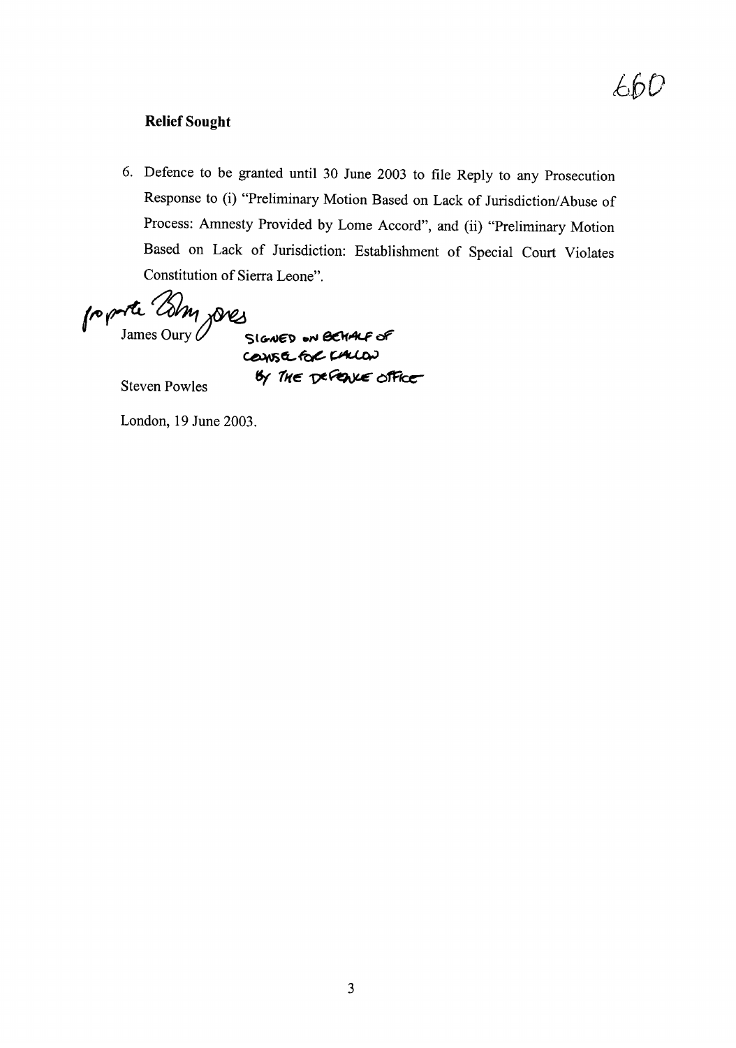660

**Relief Sought**

6. Defence to be granted until 30 June 2003 to file Reply to any Prosecution Response to (i) "Preliminary Motion Based on Lack of Jurisdiction/Abuse of Process: Amnesty Provided by Lome Accord", and (ii) "Preliminary Motion Based on Lack of Jurisdiction: Establishment of Special Court Violates Constitution of Sierra Leone".

pro parte Robin Jones

James Oury — SIGNED ON BEHALF OF COUNSEL FOR KALLON BY THE DEFENCE OFFICE

Steven Powles

London, 19 June 2003.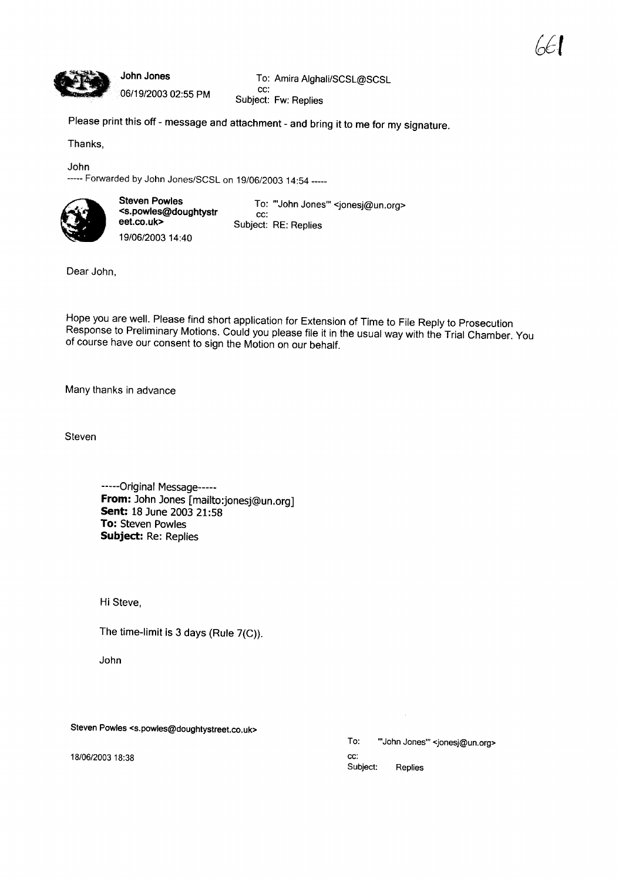661

**John Jones**
06/19/2003 02:55 PM

To: Amira Alghali/SCSL@SCSL
cc:
Subject: Fw: Replies

Please print this off - message and attachment - and bring it to me for my signature.

Thanks,

John

----- Forwarded by John Jones/SCSL on 19/06/2003 14:54 -----

**Steven Powles <s.powles@doughtystreet.co.uk>**
19/06/2003 14:40

To: "'John Jones'" <jonesj@un.org>
cc:
Subject: RE: Replies

Dear John,

Hope you are well. Please find short application for Extension of Time to File Reply to Prosecution Response to Preliminary Motions. Could you please file it in the usual way with the Trial Chamber. You of course have our consent to sign the Motion on our behalf.

Many thanks in advance

Steven

> -----Original Message-----
> **From:** John Jones [mailto:jonesj@un.org]
> **Sent:** 18 June 2003 21:58
> **To:** Steven Powles
> **Subject:** Re: Replies
>
> Hi Steve,
>
> The time-limit is 3 days (Rule 7(C)).
>
> John

**Steven Powles <s.powles@doughtystreet.co.uk>**
18/06/2003 18:38

To: "'John Jones'" <jonesj@un.org>
cc:
Subject: Replies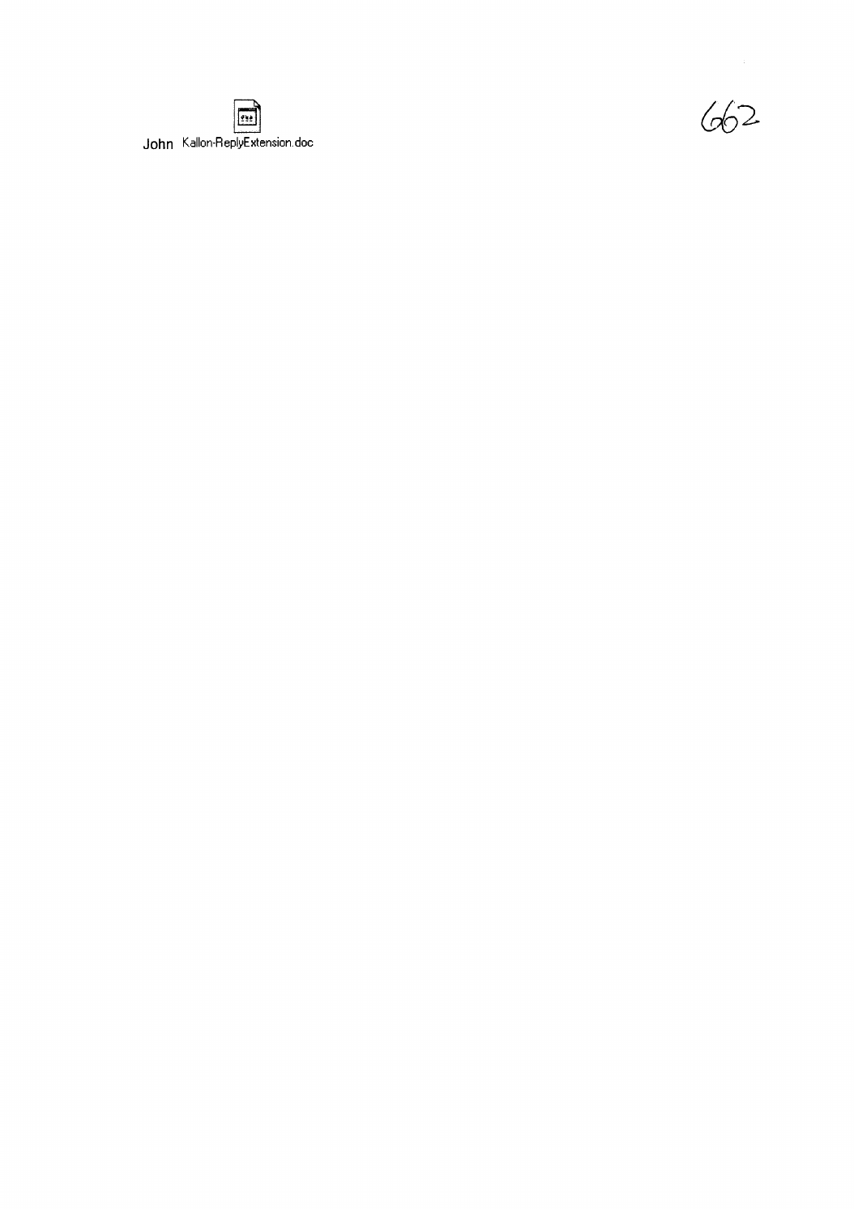John Kallon-ReplyExtension.doc